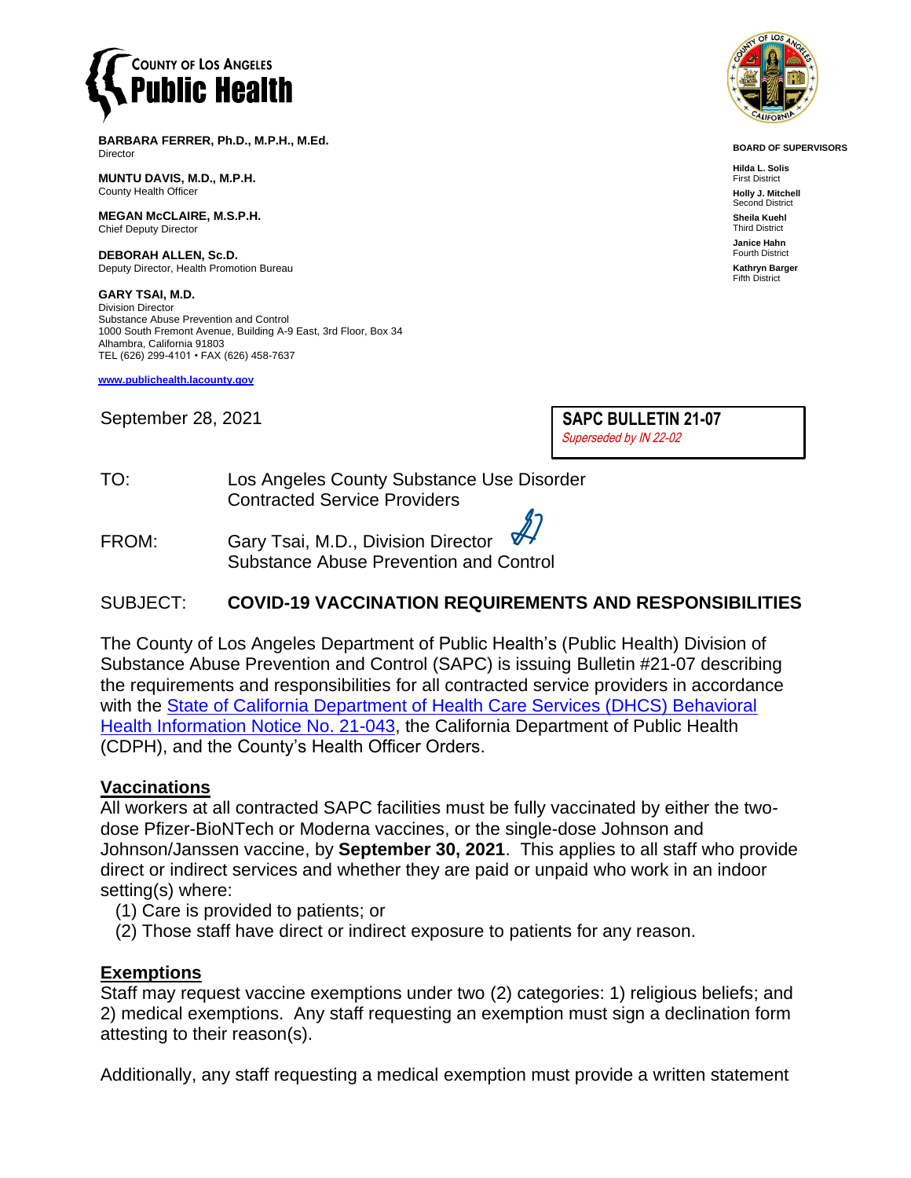**COUNTY OF LOS ANGELES**
**Public Health**

**BARBARA FERRER, Ph.D., M.P.H., M.Ed.**
Director

**MUNTU DAVIS, M.D., M.P.H.**
County Health Officer

**MEGAN McCLAIRE, M.S.P.H.**
Chief Deputy Director

**DEBORAH ALLEN, Sc.D.**
Deputy Director, Health Promotion Bureau

**GARY TSAI, M.D.**
Division Director
Substance Abuse Prevention and Control
1000 South Fremont Avenue, Building A-9 East, 3rd Floor, Box 34
Alhambra, California 91803
TEL (626) 299-4101 • FAX (626) 458-7637

**www.publichealth.lacounty.gov**

**BOARD OF SUPERVISORS**

**Hilda L. Solis**
First District

**Holly J. Mitchell**
Second District

**Sheila Kuehl**
Third District

**Janice Hahn**
Fourth District

**Kathryn Barger**
Fifth District

September 28, 2021

**SAPC BULLETIN 21-07**
*Superseded by IN 22-02*

TO: Los Angeles County Substance Use Disorder Contracted Service Providers

FROM: Gary Tsai, M.D., Division Director
Substance Abuse Prevention and Control

SUBJECT: **COVID-19 VACCINATION REQUIREMENTS AND RESPONSIBILITIES**

The County of Los Angeles Department of Public Health's (Public Health) Division of Substance Abuse Prevention and Control (SAPC) is issuing Bulletin #21-07 describing the requirements and responsibilities for all contracted service providers in accordance with the State of California Department of Health Care Services (DHCS) Behavioral Health Information Notice No. 21-043, the California Department of Public Health (CDPH), and the County's Health Officer Orders.

## Vaccinations

All workers at all contracted SAPC facilities must be fully vaccinated by either the two-dose Pfizer-BioNTech or Moderna vaccines, or the single-dose Johnson and Johnson/Janssen vaccine, by **September 30, 2021**. This applies to all staff who provide direct or indirect services and whether they are paid or unpaid who work in an indoor setting(s) where:

(1) Care is provided to patients; or
(2) Those staff have direct or indirect exposure to patients for any reason.

## Exemptions

Staff may request vaccine exemptions under two (2) categories: 1) religious beliefs; and 2) medical exemptions. Any staff requesting an exemption must sign a declination form attesting to their reason(s).

Additionally, any staff requesting a medical exemption must provide a written statement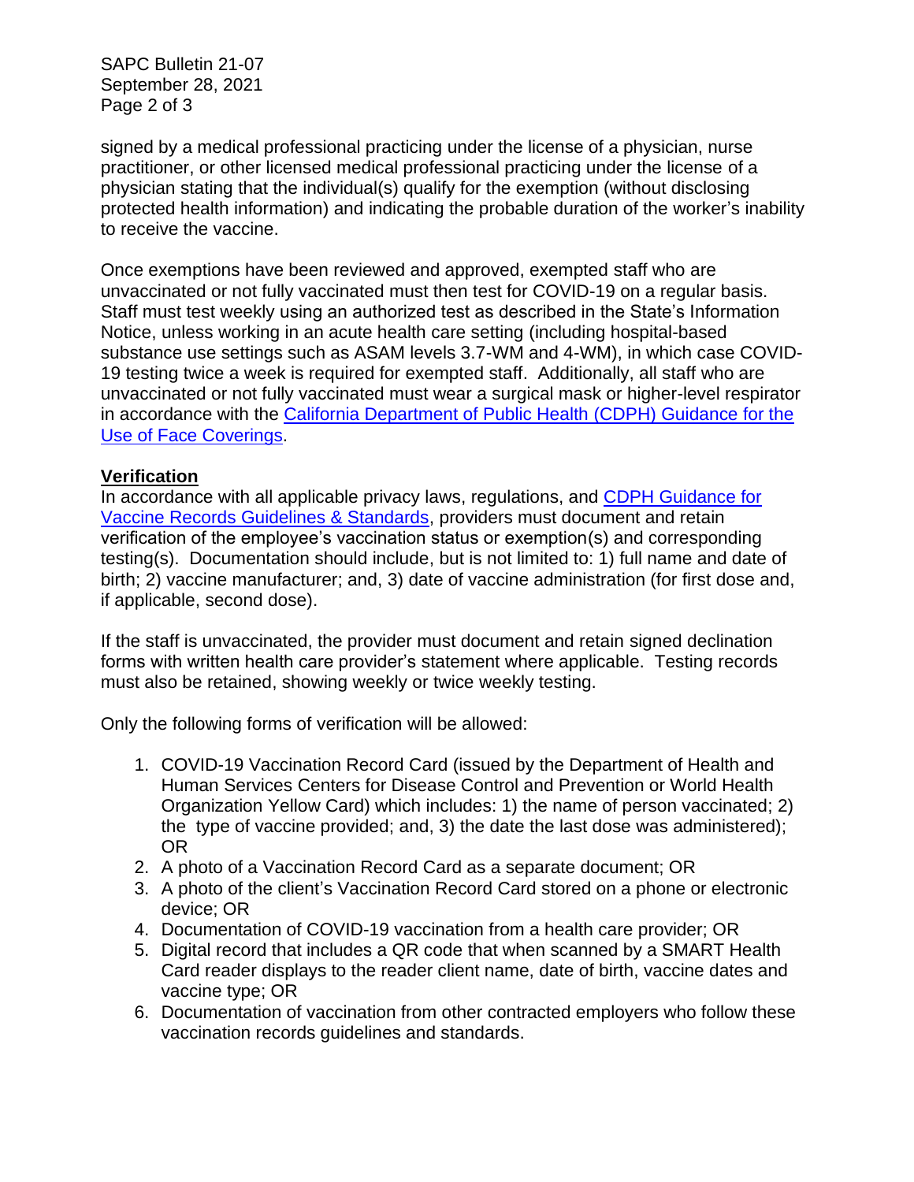signed by a medical professional practicing under the license of a physician, nurse practitioner, or other licensed medical professional practicing under the license of a physician stating that the individual(s) qualify for the exemption (without disclosing protected health information) and indicating the probable duration of the worker's inability to receive the vaccine.

Once exemptions have been reviewed and approved, exempted staff who are unvaccinated or not fully vaccinated must then test for COVID-19 on a regular basis. Staff must test weekly using an authorized test as described in the State's Information Notice, unless working in an acute health care setting (including hospital-based substance use settings such as ASAM levels 3.7-WM and 4-WM), in which case COVID-19 testing twice a week is required for exempted staff. Additionally, all staff who are unvaccinated or not fully vaccinated must wear a surgical mask or higher-level respirator in accordance with the [California Department of Public Health (CDPH) Guidance for the Use of Face Coverings](#).

**Verification**

In accordance with all applicable privacy laws, regulations, and [CDPH Guidance for Vaccine Records Guidelines & Standards](#), providers must document and retain verification of the employee's vaccination status or exemption(s) and corresponding testing(s). Documentation should include, but is not limited to: 1) full name and date of birth; 2) vaccine manufacturer; and, 3) date of vaccine administration (for first dose and, if applicable, second dose).

If the staff is unvaccinated, the provider must document and retain signed declination forms with written health care provider's statement where applicable. Testing records must also be retained, showing weekly or twice weekly testing.

Only the following forms of verification will be allowed:

1. COVID-19 Vaccination Record Card (issued by the Department of Health and Human Services Centers for Disease Control and Prevention or World Health Organization Yellow Card) which includes: 1) the name of person vaccinated; 2) the type of vaccine provided; and, 3) the date the last dose was administered); OR
2. A photo of a Vaccination Record Card as a separate document; OR
3. A photo of the client's Vaccination Record Card stored on a phone or electronic device; OR
4. Documentation of COVID-19 vaccination from a health care provider; OR
5. Digital record that includes a QR code that when scanned by a SMART Health Card reader displays to the reader client name, date of birth, vaccine dates and vaccine type; OR
6. Documentation of vaccination from other contracted employers who follow these vaccination records guidelines and standards.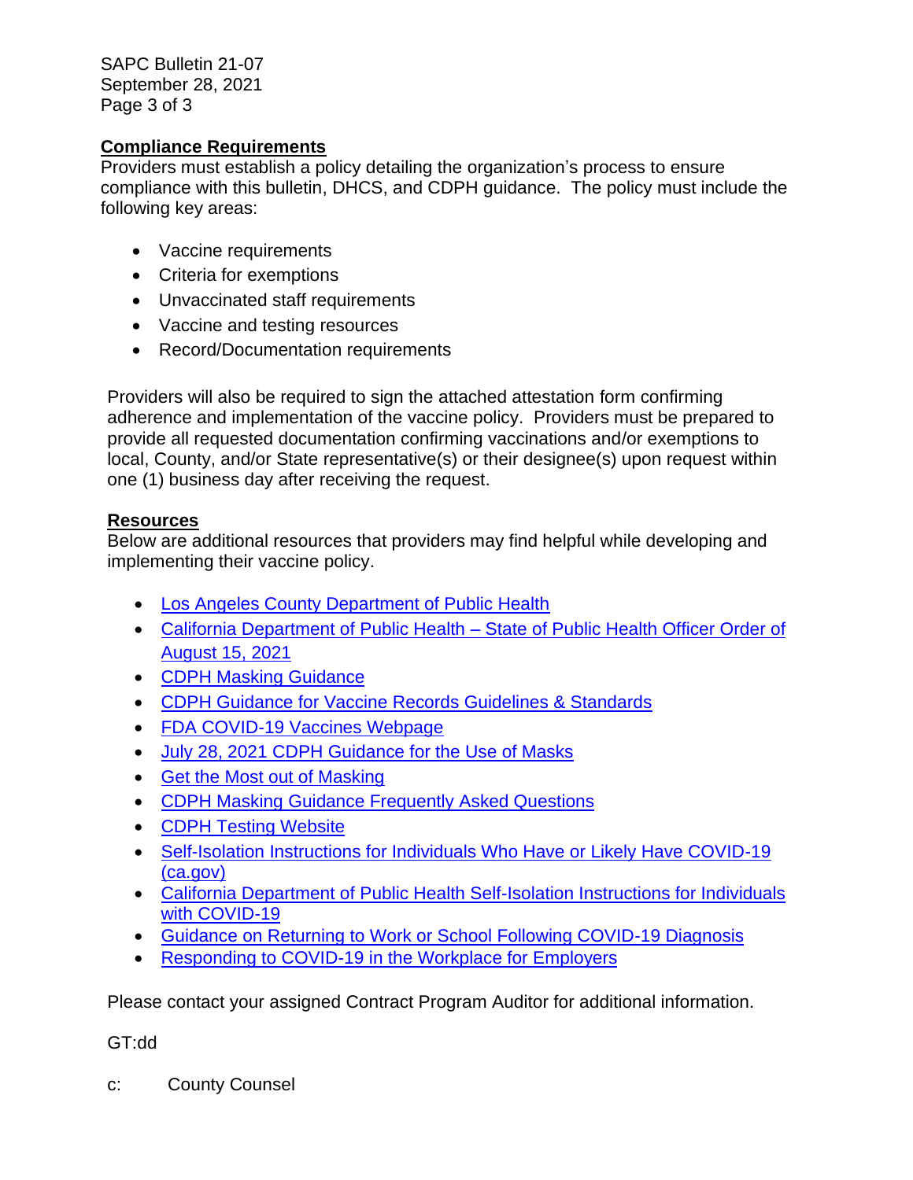## Compliance Requirements

Providers must establish a policy detailing the organization's process to ensure compliance with this bulletin, DHCS, and CDPH guidance. The policy must include the following key areas:

- Vaccine requirements
- Criteria for exemptions
- Unvaccinated staff requirements
- Vaccine and testing resources
- Record/Documentation requirements

Providers will also be required to sign the attached attestation form confirming adherence and implementation of the vaccine policy. Providers must be prepared to provide all requested documentation confirming vaccinations and/or exemptions to local, County, and/or State representative(s) or their designee(s) upon request within one (1) business day after receiving the request.

## Resources

Below are additional resources that providers may find helpful while developing and implementing their vaccine policy.

- Los Angeles County Department of Public Health
- California Department of Public Health – State of Public Health Officer Order of August 15, 2021
- CDPH Masking Guidance
- CDPH Guidance for Vaccine Records Guidelines & Standards
- FDA COVID-19 Vaccines Webpage
- July 28, 2021 CDPH Guidance for the Use of Masks
- Get the Most out of Masking
- CDPH Masking Guidance Frequently Asked Questions
- CDPH Testing Website
- Self-Isolation Instructions for Individuals Who Have or Likely Have COVID-19 (ca.gov)
- California Department of Public Health Self-Isolation Instructions for Individuals with COVID-19
- Guidance on Returning to Work or School Following COVID-19 Diagnosis
- Responding to COVID-19 in the Workplace for Employers

Please contact your assigned Contract Program Auditor for additional information.

GT:dd

c: County Counsel